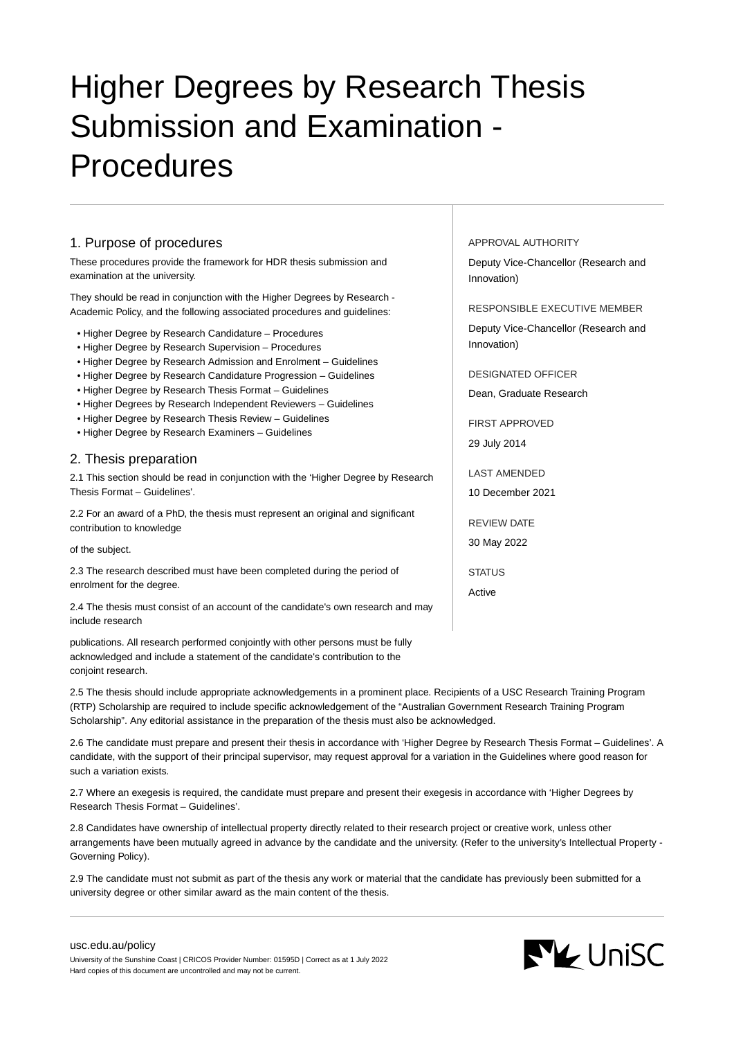# Higher Degrees by Research Thesis Submission and Examination - Procedures

APPROVAL AUTHORITY

Deputy Vice-Chancellor (Research and Innovation)

RESPONSIBLE EXECUTIVE MEMBER

Deputy Vice-Chancellor (Research and Innovation)

DESIGNATED OFFICER

Dean, Graduate Research

FIRST APPROVED

29 July 2014

LAST AMENDED

10 December 2021

REVIEW DATE

30 May 2022

STATUS

Active

## 1. Purpose of procedures

These procedures provide the framework for HDR thesis submission and examination at the university.

They should be read in conjunction with the Higher Degrees by Research - Academic Policy, and the following associated procedures and guidelines:

- Higher Degree by Research Candidature – Procedures
- Higher Degree by Research Supervision – Procedures
- Higher Degree by Research Admission and Enrolment – Guidelines
- Higher Degree by Research Candidature Progression – Guidelines
- Higher Degree by Research Thesis Format – Guidelines
- Higher Degrees by Research Independent Reviewers – Guidelines
- Higher Degree by Research Thesis Review – Guidelines
- Higher Degree by Research Examiners – Guidelines

## 2. Thesis preparation

2.1 This section should be read in conjunction with the 'Higher Degree by Research Thesis Format – Guidelines'.

2.2 For an award of a PhD, the thesis must represent an original and significant contribution to knowledge of the subject.

2.3 The research described must have been completed during the period of enrolment for the degree.

2.4 The thesis must consist of an account of the candidate's own research and may include research publications. All research performed conjointly with other persons must be fully acknowledged and include a statement of the candidate's contribution to the conjoint research.

2.5 The thesis should include appropriate acknowledgements in a prominent place. Recipients of a USC Research Training Program (RTP) Scholarship are required to include specific acknowledgement of the "Australian Government Research Training Program Scholarship". Any editorial assistance in the preparation of the thesis must also be acknowledged.

2.6 The candidate must prepare and present their thesis in accordance with 'Higher Degree by Research Thesis Format – Guidelines'. A candidate, with the support of their principal supervisor, may request approval for a variation in the Guidelines where good reason for such a variation exists.

2.7 Where an exegesis is required, the candidate must prepare and present their exegesis in accordance with 'Higher Degrees by Research Thesis Format – Guidelines'.

2.8 Candidates have ownership of intellectual property directly related to their research project or creative work, unless other arrangements have been mutually agreed in advance by the candidate and the university. (Refer to the university's Intellectual Property - Governing Policy).

2.9 The candidate must not submit as part of the thesis any work or material that the candidate has previously been submitted for a university degree or other similar award as the main content of the thesis.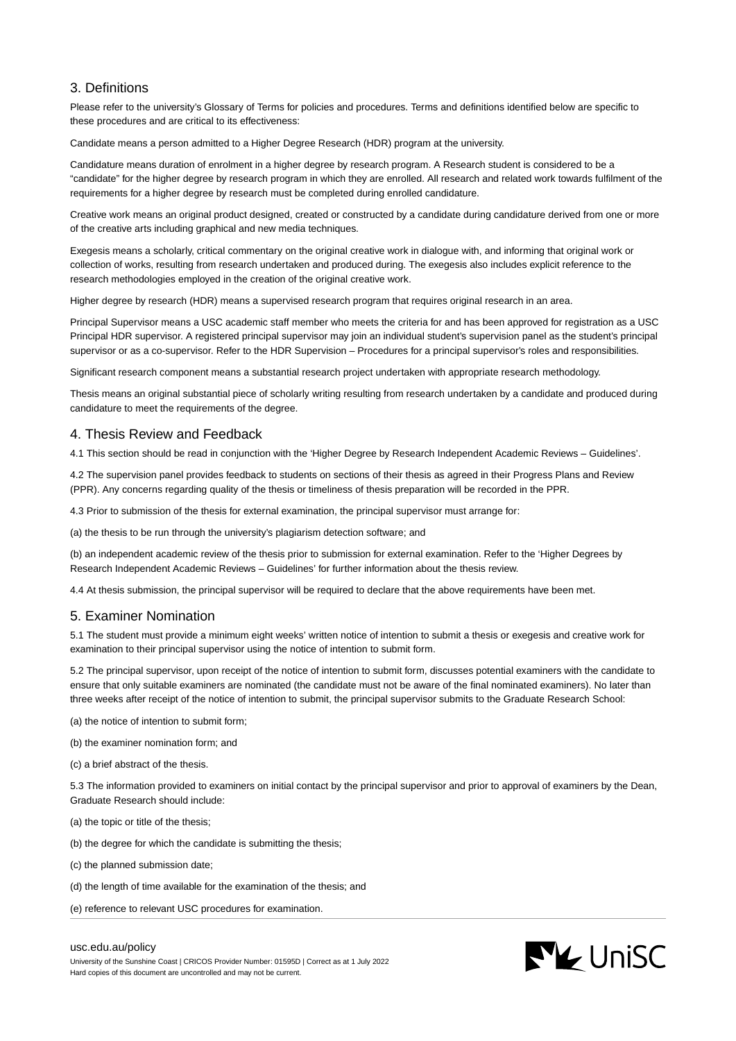## 3. Definitions

Please refer to the university's Glossary of Terms for policies and procedures. Terms and definitions identified below are specific to these procedures and are critical to its effectiveness:

Candidate means a person admitted to a Higher Degree Research (HDR) program at the university.

Candidature means duration of enrolment in a higher degree by research program. A Research student is considered to be a "candidate" for the higher degree by research program in which they are enrolled. All research and related work towards fulfilment of the requirements for a higher degree by research must be completed during enrolled candidature.

Creative work means an original product designed, created or constructed by a candidate during candidature derived from one or more of the creative arts including graphical and new media techniques.

Exegesis means a scholarly, critical commentary on the original creative work in dialogue with, and informing that original work or collection of works, resulting from research undertaken and produced during. The exegesis also includes explicit reference to the research methodologies employed in the creation of the original creative work.

Higher degree by research (HDR) means a supervised research program that requires original research in an area.

Principal Supervisor means a USC academic staff member who meets the criteria for and has been approved for registration as a USC Principal HDR supervisor. A registered principal supervisor may join an individual student's supervision panel as the student's principal supervisor or as a co-supervisor. Refer to the HDR Supervision – Procedures for a principal supervisor's roles and responsibilities.

Significant research component means a substantial research project undertaken with appropriate research methodology.

Thesis means an original substantial piece of scholarly writing resulting from research undertaken by a candidate and produced during candidature to meet the requirements of the degree.

## 4. Thesis Review and Feedback

4.1 This section should be read in conjunction with the 'Higher Degree by Research Independent Academic Reviews – Guidelines'.

4.2 The supervision panel provides feedback to students on sections of their thesis as agreed in their Progress Plans and Review (PPR). Any concerns regarding quality of the thesis or timeliness of thesis preparation will be recorded in the PPR.

4.3 Prior to submission of the thesis for external examination, the principal supervisor must arrange for:

(a) the thesis to be run through the university's plagiarism detection software; and

(b) an independent academic review of the thesis prior to submission for external examination. Refer to the 'Higher Degrees by Research Independent Academic Reviews – Guidelines' for further information about the thesis review.

4.4 At thesis submission, the principal supervisor will be required to declare that the above requirements have been met.

## 5. Examiner Nomination

5.1 The student must provide a minimum eight weeks' written notice of intention to submit a thesis or exegesis and creative work for examination to their principal supervisor using the notice of intention to submit form.

5.2 The principal supervisor, upon receipt of the notice of intention to submit form, discusses potential examiners with the candidate to ensure that only suitable examiners are nominated (the candidate must not be aware of the final nominated examiners). No later than three weeks after receipt of the notice of intention to submit, the principal supervisor submits to the Graduate Research School:

(a) the notice of intention to submit form;

(b) the examiner nomination form; and

(c) a brief abstract of the thesis.

5.3 The information provided to examiners on initial contact by the principal supervisor and prior to approval of examiners by the Dean, Graduate Research should include:

(a) the topic or title of the thesis;

(b) the degree for which the candidate is submitting the thesis;

(c) the planned submission date;

(d) the length of time available for the examination of the thesis; and

(e) reference to relevant USC procedures for examination.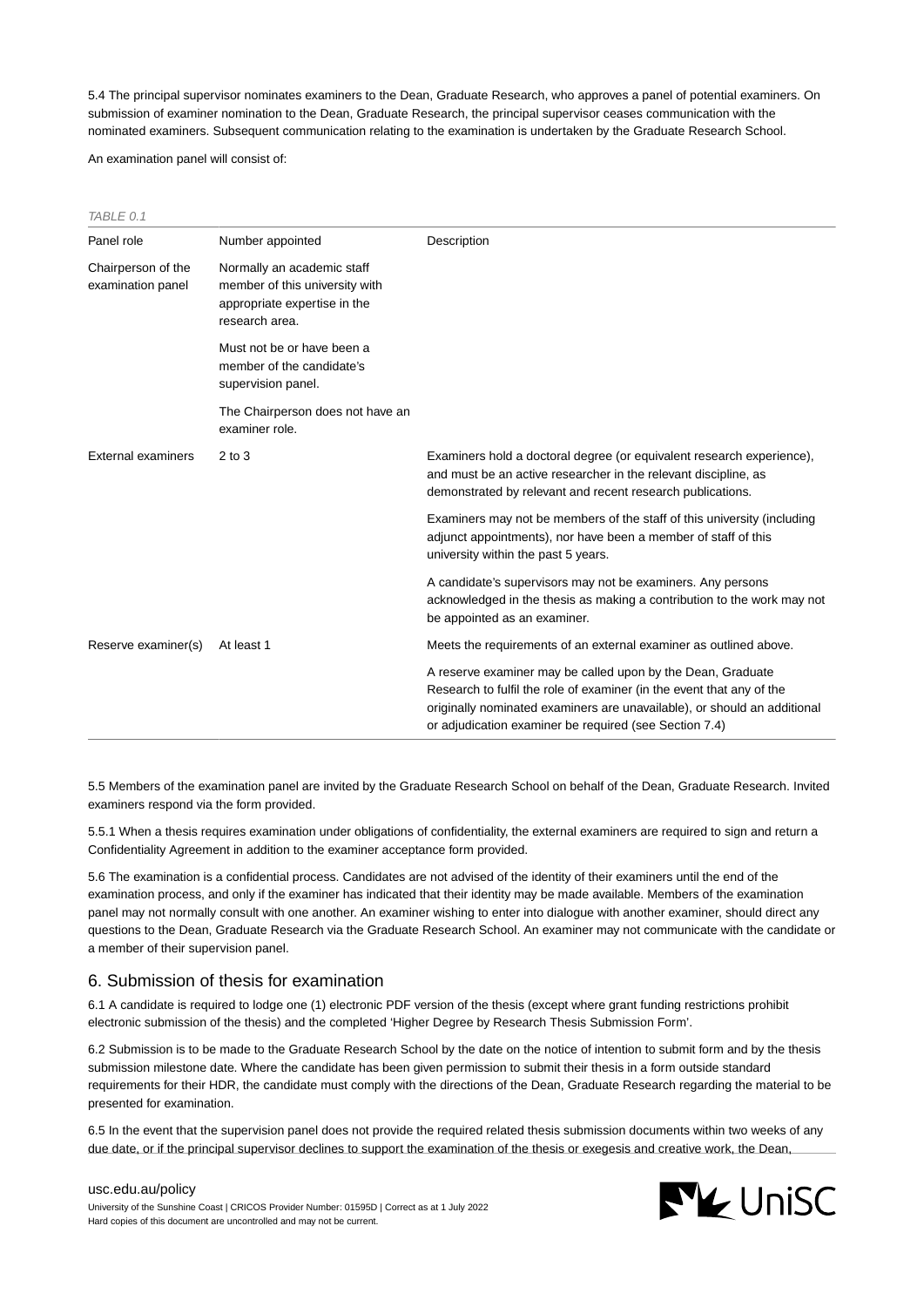5.4 The principal supervisor nominates examiners to the Dean, Graduate Research, who approves a panel of potential examiners. On submission of examiner nomination to the Dean, Graduate Research, the principal supervisor ceases communication with the nominated examiners. Subsequent communication relating to the examination is undertaken by the Graduate Research School.

An examination panel will consist of:

*TABLE 0.1*

| Panel role | Number appointed | Description |
| --- | --- | --- |
| Chairperson of the examination panel | Normally an academic staff member of this university with appropriate expertise in the research area.<br><br>Must not be or have been a member of the candidate's supervision panel.<br><br>The Chairperson does not have an examiner role. | |
| External examiners | 2 to 3 | Examiners hold a doctoral degree (or equivalent research experience), and must be an active researcher in the relevant discipline, as demonstrated by relevant and recent research publications.<br><br>Examiners may not be members of the staff of this university (including adjunct appointments), nor have been a member of staff of this university within the past 5 years.<br><br>A candidate's supervisors may not be examiners. Any persons acknowledged in the thesis as making a contribution to the work may not be appointed as an examiner. |
| Reserve examiner(s) | At least 1 | Meets the requirements of an external examiner as outlined above.<br><br>A reserve examiner may be called upon by the Dean, Graduate Research to fulfil the role of examiner (in the event that any of the originally nominated examiners are unavailable), or should an additional or adjudication examiner be required (see Section 7.4) |

5.5 Members of the examination panel are invited by the Graduate Research School on behalf of the Dean, Graduate Research. Invited examiners respond via the form provided.

5.5.1 When a thesis requires examination under obligations of confidentiality, the external examiners are required to sign and return a Confidentiality Agreement in addition to the examiner acceptance form provided.

5.6 The examination is a confidential process. Candidates are not advised of the identity of their examiners until the end of the examination process, and only if the examiner has indicated that their identity may be made available. Members of the examination panel may not normally consult with one another. An examiner wishing to enter into dialogue with another examiner, should direct any questions to the Dean, Graduate Research via the Graduate Research School. An examiner may not communicate with the candidate or a member of their supervision panel.

## 6. Submission of thesis for examination

6.1 A candidate is required to lodge one (1) electronic PDF version of the thesis (except where grant funding restrictions prohibit electronic submission of the thesis) and the completed 'Higher Degree by Research Thesis Submission Form'.

6.2 Submission is to be made to the Graduate Research School by the date on the notice of intention to submit form and by the thesis submission milestone date. Where the candidate has been given permission to submit their thesis in a form outside standard requirements for their HDR, the candidate must comply with the directions of the Dean, Graduate Research regarding the material to be presented for examination.

6.5 In the event that the supervision panel does not provide the required related thesis submission documents within two weeks of any due date, or if the principal supervisor declines to support the examination of the thesis or exegesis and creative work, the Dean,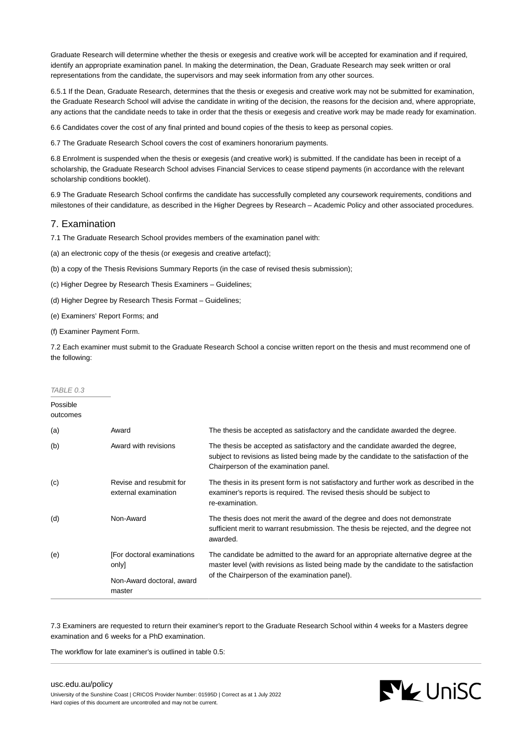Graduate Research will determine whether the thesis or exegesis and creative work will be accepted for examination and if required, identify an appropriate examination panel. In making the determination, the Dean, Graduate Research may seek written or oral representations from the candidate, the supervisors and may seek information from any other sources.

6.5.1 If the Dean, Graduate Research, determines that the thesis or exegesis and creative work may not be submitted for examination, the Graduate Research School will advise the candidate in writing of the decision, the reasons for the decision and, where appropriate, any actions that the candidate needs to take in order that the thesis or exegesis and creative work may be made ready for examination.

6.6 Candidates cover the cost of any final printed and bound copies of the thesis to keep as personal copies.

6.7 The Graduate Research School covers the cost of examiners honorarium payments.

6.8 Enrolment is suspended when the thesis or exegesis (and creative work) is submitted. If the candidate has been in receipt of a scholarship, the Graduate Research School advises Financial Services to cease stipend payments (in accordance with the relevant scholarship conditions booklet).

6.9 The Graduate Research School confirms the candidate has successfully completed any coursework requirements, conditions and milestones of their candidature, as described in the Higher Degrees by Research – Academic Policy and other associated procedures.

## 7. Examination

7.1 The Graduate Research School provides members of the examination panel with:

(a) an electronic copy of the thesis (or exegesis and creative artefact);

(b) a copy of the Thesis Revisions Summary Reports (in the case of revised thesis submission);

(c) Higher Degree by Research Thesis Examiners – Guidelines;

(d) Higher Degree by Research Thesis Format – Guidelines;

(e) Examiners' Report Forms; and

(f) Examiner Payment Form.

7.2 Each examiner must submit to the Graduate Research School a concise written report on the thesis and must recommend one of the following:

*TABLE 0.3*

| Possible outcomes | | |
|---|---|---|
| (a) | Award | The thesis be accepted as satisfactory and the candidate awarded the degree. |
| (b) | Award with revisions | The thesis be accepted as satisfactory and the candidate awarded the degree, subject to revisions as listed being made by the candidate to the satisfaction of the Chairperson of the examination panel. |
| (c) | Revise and resubmit for external examination | The thesis in its present form is not satisfactory and further work as described in the examiner's reports is required. The revised thesis should be subject to re-examination. |
| (d) | Non-Award | The thesis does not merit the award of the degree and does not demonstrate sufficient merit to warrant resubmission. The thesis be rejected, and the degree not awarded. |
| (e) | [For doctoral examinations only] Non-Award doctoral, award master | The candidate be admitted to the award for an appropriate alternative degree at the master level (with revisions as listed being made by the candidate to the satisfaction of the Chairperson of the examination panel). |

7.3 Examiners are requested to return their examiner's report to the Graduate Research School within 4 weeks for a Masters degree examination and 6 weeks for a PhD examination.

The workflow for late examiner's is outlined in table 0.5: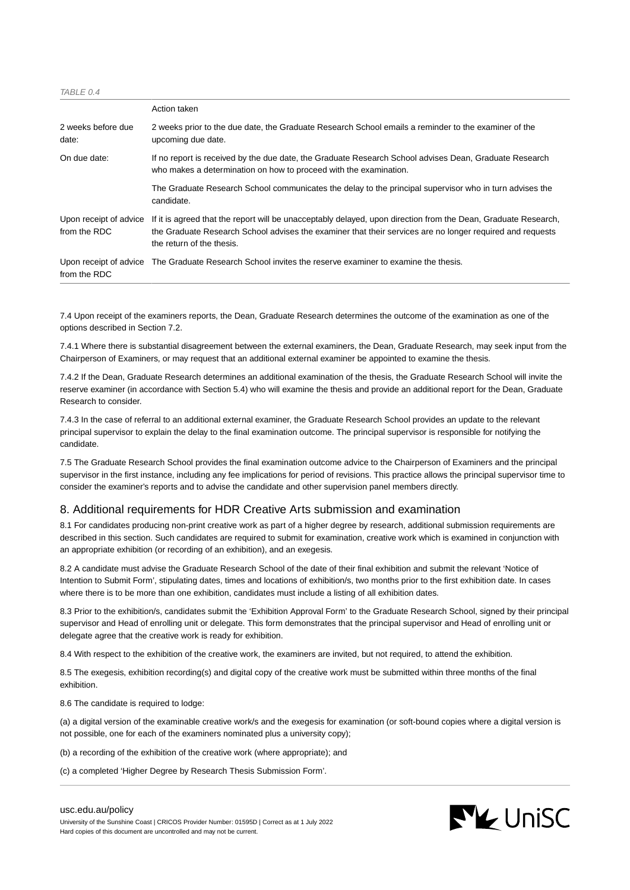TABLE 0.4

| | Action taken |
|---|---|
| 2 weeks before due date: | 2 weeks prior to the due date, the Graduate Research School emails a reminder to the examiner of the upcoming due date. |
| On due date: | If no report is received by the due date, the Graduate Research School advises Dean, Graduate Research who makes a determination on how to proceed with the examination. |
| | The Graduate Research School communicates the delay to the principal supervisor who in turn advises the candidate. |
| Upon receipt of advice from the RDC | If it is agreed that the report will be unacceptably delayed, upon direction from the Dean, Graduate Research, the Graduate Research School advises the examiner that their services are no longer required and requests the return of the thesis. |
| Upon receipt of advice from the RDC | The Graduate Research School invites the reserve examiner to examine the thesis. |

7.4 Upon receipt of the examiners reports, the Dean, Graduate Research determines the outcome of the examination as one of the options described in Section 7.2.

7.4.1 Where there is substantial disagreement between the external examiners, the Dean, Graduate Research, may seek input from the Chairperson of Examiners, or may request that an additional external examiner be appointed to examine the thesis.

7.4.2 If the Dean, Graduate Research determines an additional examination of the thesis, the Graduate Research School will invite the reserve examiner (in accordance with Section 5.4) who will examine the thesis and provide an additional report for the Dean, Graduate Research to consider.

7.4.3 In the case of referral to an additional external examiner, the Graduate Research School provides an update to the relevant principal supervisor to explain the delay to the final examination outcome. The principal supervisor is responsible for notifying the candidate.

7.5 The Graduate Research School provides the final examination outcome advice to the Chairperson of Examiners and the principal supervisor in the first instance, including any fee implications for period of revisions. This practice allows the principal supervisor time to consider the examiner's reports and to advise the candidate and other supervision panel members directly.

## 8. Additional requirements for HDR Creative Arts submission and examination

8.1 For candidates producing non-print creative work as part of a higher degree by research, additional submission requirements are described in this section. Such candidates are required to submit for examination, creative work which is examined in conjunction with an appropriate exhibition (or recording of an exhibition), and an exegesis.

8.2 A candidate must advise the Graduate Research School of the date of their final exhibition and submit the relevant 'Notice of Intention to Submit Form', stipulating dates, times and locations of exhibition/s, two months prior to the first exhibition date. In cases where there is to be more than one exhibition, candidates must include a listing of all exhibition dates.

8.3 Prior to the exhibition/s, candidates submit the 'Exhibition Approval Form' to the Graduate Research School, signed by their principal supervisor and Head of enrolling unit or delegate. This form demonstrates that the principal supervisor and Head of enrolling unit or delegate agree that the creative work is ready for exhibition.

8.4 With respect to the exhibition of the creative work, the examiners are invited, but not required, to attend the exhibition.

8.5 The exegesis, exhibition recording(s) and digital copy of the creative work must be submitted within three months of the final exhibition.

8.6 The candidate is required to lodge:

(a) a digital version of the examinable creative work/s and the exegesis for examination (or soft-bound copies where a digital version is not possible, one for each of the examiners nominated plus a university copy);

(b) a recording of the exhibition of the creative work (where appropriate); and

(c) a completed 'Higher Degree by Research Thesis Submission Form'.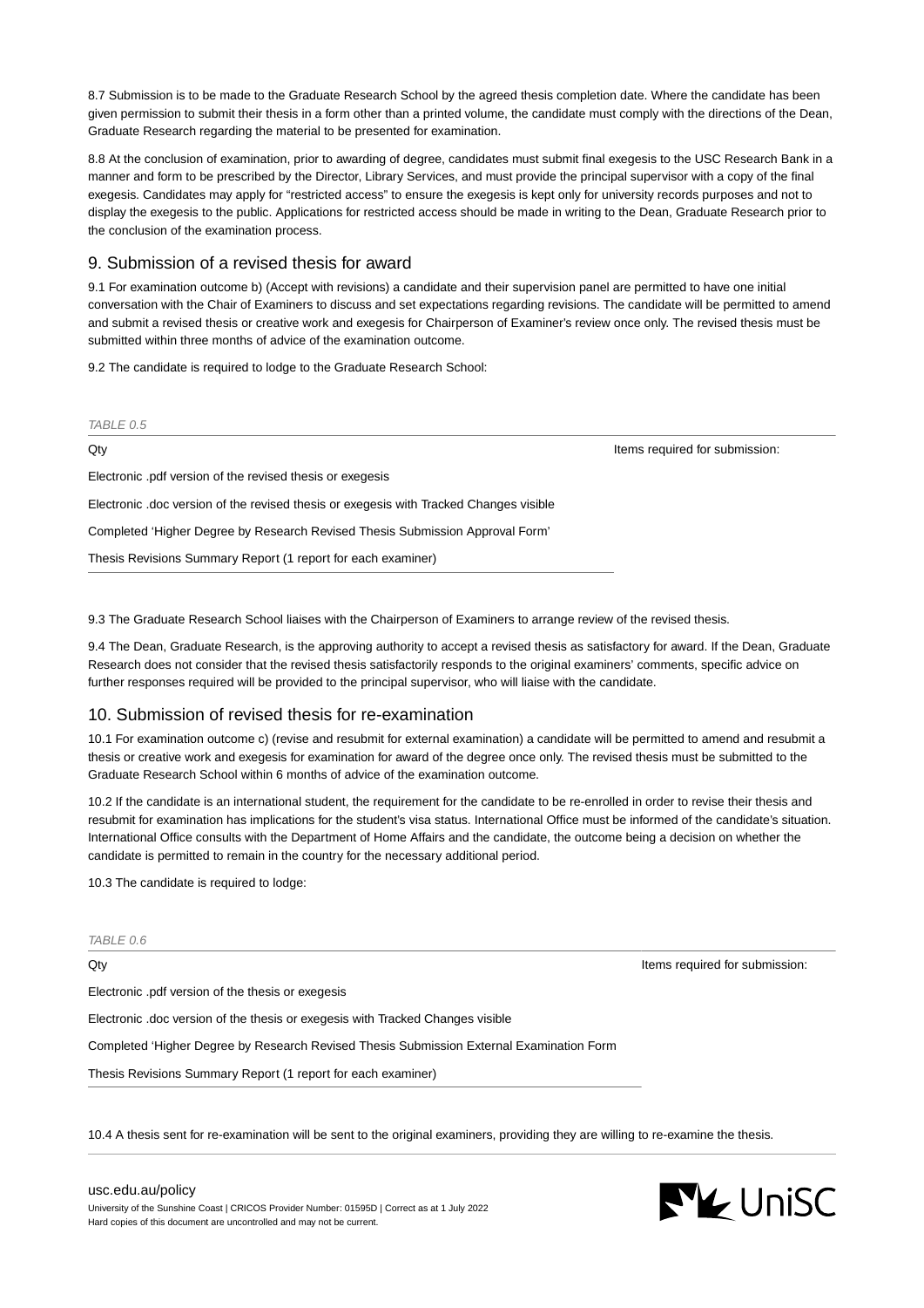8.7 Submission is to be made to the Graduate Research School by the agreed thesis completion date. Where the candidate has been given permission to submit their thesis in a form other than a printed volume, the candidate must comply with the directions of the Dean, Graduate Research regarding the material to be presented for examination.

8.8 At the conclusion of examination, prior to awarding of degree, candidates must submit final exegesis to the USC Research Bank in a manner and form to be prescribed by the Director, Library Services, and must provide the principal supervisor with a copy of the final exegesis. Candidates may apply for "restricted access" to ensure the exegesis is kept only for university records purposes and not to display the exegesis to the public. Applications for restricted access should be made in writing to the Dean, Graduate Research prior to the conclusion of the examination process.

## 9. Submission of a revised thesis for award

9.1 For examination outcome b) (Accept with revisions) a candidate and their supervision panel are permitted to have one initial conversation with the Chair of Examiners to discuss and set expectations regarding revisions. The candidate will be permitted to amend and submit a revised thesis or creative work and exegesis for Chairperson of Examiner's review once only. The revised thesis must be submitted within three months of advice of the examination outcome.

9.2 The candidate is required to lodge to the Graduate Research School:

*TABLE 0.5*

| Qty | Items required for submission: |
|---|---|
| Electronic .pdf version of the revised thesis or exegesis | |
| Electronic .doc version of the revised thesis or exegesis with Tracked Changes visible | |
| Completed 'Higher Degree by Research Revised Thesis Submission Approval Form' | |
| Thesis Revisions Summary Report (1 report for each examiner) | |

9.3 The Graduate Research School liaises with the Chairperson of Examiners to arrange review of the revised thesis.

9.4 The Dean, Graduate Research, is the approving authority to accept a revised thesis as satisfactory for award. If the Dean, Graduate Research does not consider that the revised thesis satisfactorily responds to the original examiners' comments, specific advice on further responses required will be provided to the principal supervisor, who will liaise with the candidate.

## 10. Submission of revised thesis for re-examination

10.1 For examination outcome c) (revise and resubmit for external examination) a candidate will be permitted to amend and resubmit a thesis or creative work and exegesis for examination for award of the degree once only. The revised thesis must be submitted to the Graduate Research School within 6 months of advice of the examination outcome.

10.2 If the candidate is an international student, the requirement for the candidate to be re-enrolled in order to revise their thesis and resubmit for examination has implications for the student's visa status. International Office must be informed of the candidate's situation. International Office consults with the Department of Home Affairs and the candidate, the outcome being a decision on whether the candidate is permitted to remain in the country for the necessary additional period.

10.3 The candidate is required to lodge:

*TABLE 0.6*

| Qty | Items required for submission: |
|---|---|
| Electronic .pdf version of the thesis or exegesis | |
| Electronic .doc version of the thesis or exegesis with Tracked Changes visible | |
| Completed 'Higher Degree by Research Revised Thesis Submission External Examination Form | |
| Thesis Revisions Summary Report (1 report for each examiner) | |

10.4 A thesis sent for re-examination will be sent to the original examiners, providing they are willing to re-examine the thesis.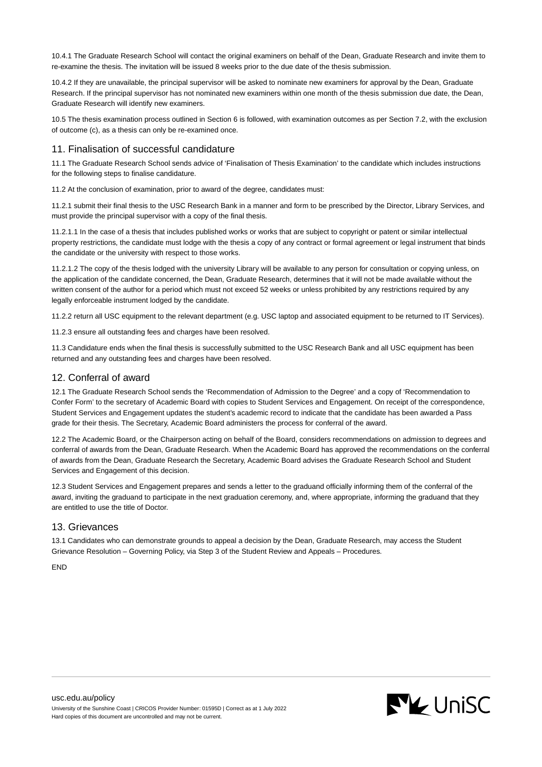10.4.1 The Graduate Research School will contact the original examiners on behalf of the Dean, Graduate Research and invite them to re-examine the thesis. The invitation will be issued 8 weeks prior to the due date of the thesis submission.

10.4.2 If they are unavailable, the principal supervisor will be asked to nominate new examiners for approval by the Dean, Graduate Research. If the principal supervisor has not nominated new examiners within one month of the thesis submission due date, the Dean, Graduate Research will identify new examiners.

10.5 The thesis examination process outlined in Section 6 is followed, with examination outcomes as per Section 7.2, with the exclusion of outcome (c), as a thesis can only be re-examined once.

## 11. Finalisation of successful candidature

11.1 The Graduate Research School sends advice of 'Finalisation of Thesis Examination' to the candidate which includes instructions for the following steps to finalise candidature.

11.2 At the conclusion of examination, prior to award of the degree, candidates must:

11.2.1 submit their final thesis to the USC Research Bank in a manner and form to be prescribed by the Director, Library Services, and must provide the principal supervisor with a copy of the final thesis.

11.2.1.1 In the case of a thesis that includes published works or works that are subject to copyright or patent or similar intellectual property restrictions, the candidate must lodge with the thesis a copy of any contract or formal agreement or legal instrument that binds the candidate or the university with respect to those works.

11.2.1.2 The copy of the thesis lodged with the university Library will be available to any person for consultation or copying unless, on the application of the candidate concerned, the Dean, Graduate Research, determines that it will not be made available without the written consent of the author for a period which must not exceed 52 weeks or unless prohibited by any restrictions required by any legally enforceable instrument lodged by the candidate.

11.2.2 return all USC equipment to the relevant department (e.g. USC laptop and associated equipment to be returned to IT Services).

11.2.3 ensure all outstanding fees and charges have been resolved.

11.3 Candidature ends when the final thesis is successfully submitted to the USC Research Bank and all USC equipment has been returned and any outstanding fees and charges have been resolved.

## 12. Conferral of award

12.1 The Graduate Research School sends the 'Recommendation of Admission to the Degree' and a copy of 'Recommendation to Confer Form' to the secretary of Academic Board with copies to Student Services and Engagement. On receipt of the correspondence, Student Services and Engagement updates the student's academic record to indicate that the candidate has been awarded a Pass grade for their thesis. The Secretary, Academic Board administers the process for conferral of the award.

12.2 The Academic Board, or the Chairperson acting on behalf of the Board, considers recommendations on admission to degrees and conferral of awards from the Dean, Graduate Research. When the Academic Board has approved the recommendations on the conferral of awards from the Dean, Graduate Research the Secretary, Academic Board advises the Graduate Research School and Student Services and Engagement of this decision.

12.3 Student Services and Engagement prepares and sends a letter to the graduand officially informing them of the conferral of the award, inviting the graduand to participate in the next graduation ceremony, and, where appropriate, informing the graduand that they are entitled to use the title of Doctor.

## 13. Grievances

13.1 Candidates who can demonstrate grounds to appeal a decision by the Dean, Graduate Research, may access the Student Grievance Resolution – Governing Policy, via Step 3 of the Student Review and Appeals – Procedures.

END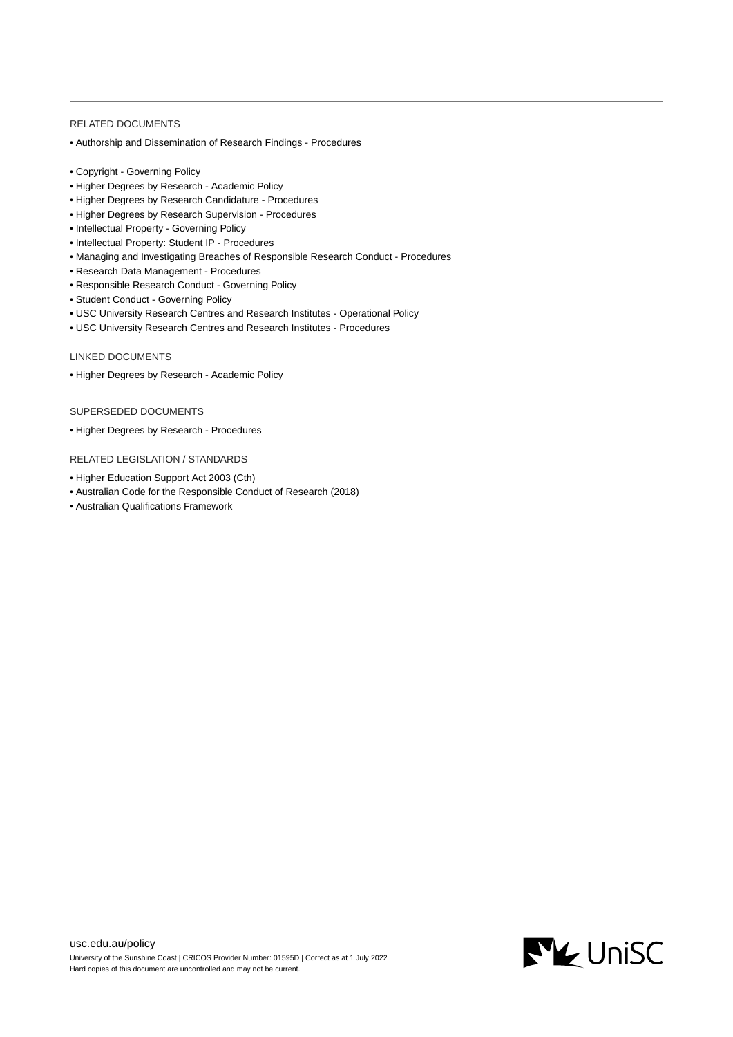RELATED DOCUMENTS

- Authorship and Dissemination of Research Findings - Procedures

- Copyright - Governing Policy
- Higher Degrees by Research - Academic Policy
- Higher Degrees by Research Candidature - Procedures
- Higher Degrees by Research Supervision - Procedures
- Intellectual Property - Governing Policy
- Intellectual Property: Student IP - Procedures
- Managing and Investigating Breaches of Responsible Research Conduct - Procedures
- Research Data Management - Procedures
- Responsible Research Conduct - Governing Policy
- Student Conduct - Governing Policy
- USC University Research Centres and Research Institutes - Operational Policy
- USC University Research Centres and Research Institutes - Procedures

LINKED DOCUMENTS

- Higher Degrees by Research - Academic Policy

SUPERSEDED DOCUMENTS

- Higher Degrees by Research - Procedures

RELATED LEGISLATION / STANDARDS

- Higher Education Support Act 2003 (Cth)
- Australian Code for the Responsible Conduct of Research (2018)
- Australian Qualifications Framework